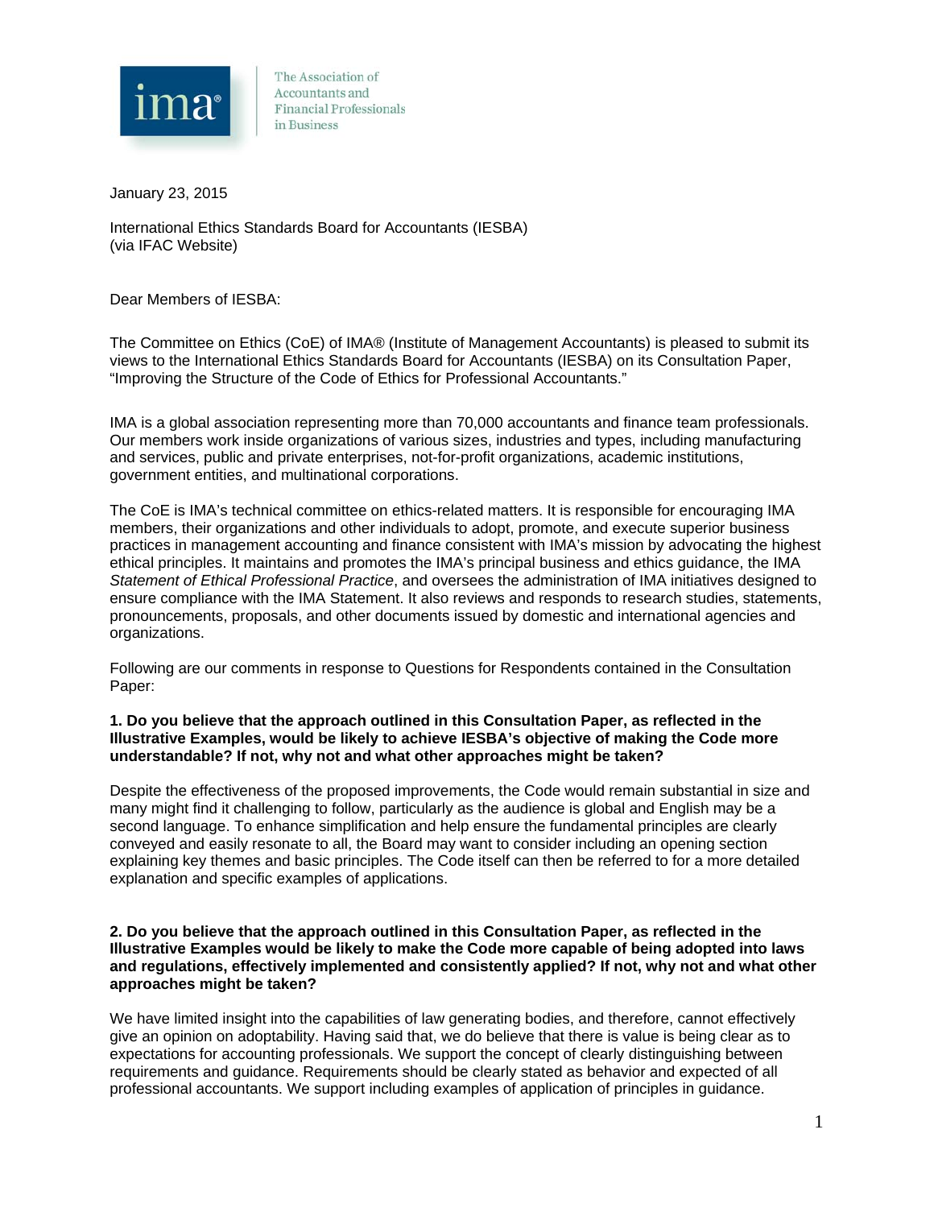ima®

The Association of Accountants and Financial Professionals in Business

January 23, 2015

International Ethics Standards Board for Accountants (IESBA)
(via IFAC Website)

Dear Members of IESBA:

The Committee on Ethics (CoE) of IMA® (Institute of Management Accountants) is pleased to submit its views to the International Ethics Standards Board for Accountants (IESBA) on its Consultation Paper, "Improving the Structure of the Code of Ethics for Professional Accountants."

IMA is a global association representing more than 70,000 accountants and finance team professionals. Our members work inside organizations of various sizes, industries and types, including manufacturing and services, public and private enterprises, not-for-profit organizations, academic institutions, government entities, and multinational corporations.

The CoE is IMA's technical committee on ethics-related matters. It is responsible for encouraging IMA members, their organizations and other individuals to adopt, promote, and execute superior business practices in management accounting and finance consistent with IMA's mission by advocating the highest ethical principles. It maintains and promotes the IMA's principal business and ethics guidance, the IMA *Statement of Ethical Professional Practice*, and oversees the administration of IMA initiatives designed to ensure compliance with the IMA Statement. It also reviews and responds to research studies, statements, pronouncements, proposals, and other documents issued by domestic and international agencies and organizations.

Following are our comments in response to Questions for Respondents contained in the Consultation Paper:

**1. Do you believe that the approach outlined in this Consultation Paper, as reflected in the Illustrative Examples, would be likely to achieve IESBA's objective of making the Code more understandable? If not, why not and what other approaches might be taken?**

Despite the effectiveness of the proposed improvements, the Code would remain substantial in size and many might find it challenging to follow, particularly as the audience is global and English may be a second language. To enhance simplification and help ensure the fundamental principles are clearly conveyed and easily resonate to all, the Board may want to consider including an opening section explaining key themes and basic principles. The Code itself can then be referred to for a more detailed explanation and specific examples of applications.

**2. Do you believe that the approach outlined in this Consultation Paper, as reflected in the Illustrative Examples would be likely to make the Code more capable of being adopted into laws and regulations, effectively implemented and consistently applied? If not, why not and what other approaches might be taken?**

We have limited insight into the capabilities of law generating bodies, and therefore, cannot effectively give an opinion on adoptability. Having said that, we do believe that there is value is being clear as to expectations for accounting professionals. We support the concept of clearly distinguishing between requirements and guidance. Requirements should be clearly stated as behavior and expected of all professional accountants. We support including examples of application of principles in guidance.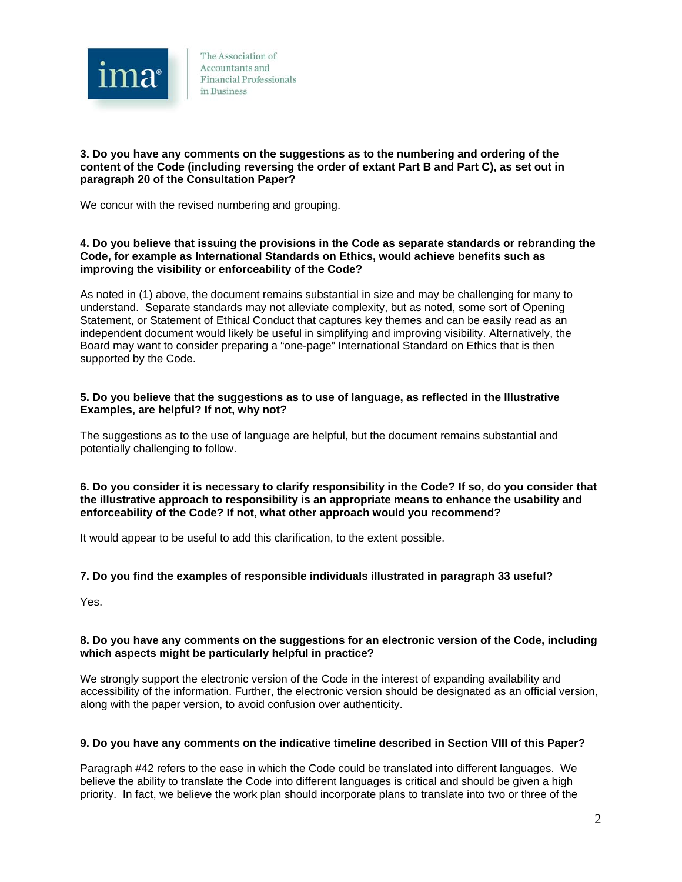**3. Do you have any comments on the suggestions as to the numbering and ordering of the content of the Code (including reversing the order of extant Part B and Part C), as set out in paragraph 20 of the Consultation Paper?**

We concur with the revised numbering and grouping.

**4. Do you believe that issuing the provisions in the Code as separate standards or rebranding the Code, for example as International Standards on Ethics, would achieve benefits such as improving the visibility or enforceability of the Code?**

As noted in (1) above, the document remains substantial in size and may be challenging for many to understand. Separate standards may not alleviate complexity, but as noted, some sort of Opening Statement, or Statement of Ethical Conduct that captures key themes and can be easily read as an independent document would likely be useful in simplifying and improving visibility. Alternatively, the Board may want to consider preparing a "one-page" International Standard on Ethics that is then supported by the Code.

**5. Do you believe that the suggestions as to use of language, as reflected in the Illustrative Examples, are helpful? If not, why not?**

The suggestions as to the use of language are helpful, but the document remains substantial and potentially challenging to follow.

**6. Do you consider it is necessary to clarify responsibility in the Code? If so, do you consider that the illustrative approach to responsibility is an appropriate means to enhance the usability and enforceability of the Code? If not, what other approach would you recommend?**

It would appear to be useful to add this clarification, to the extent possible.

**7. Do you find the examples of responsible individuals illustrated in paragraph 33 useful?**

Yes.

**8. Do you have any comments on the suggestions for an electronic version of the Code, including which aspects might be particularly helpful in practice?**

We strongly support the electronic version of the Code in the interest of expanding availability and accessibility of the information. Further, the electronic version should be designated as an official version, along with the paper version, to avoid confusion over authenticity.

**9. Do you have any comments on the indicative timeline described in Section VIII of this Paper?**

Paragraph #42 refers to the ease in which the Code could be translated into different languages. We believe the ability to translate the Code into different languages is critical and should be given a high priority. In fact, we believe the work plan should incorporate plans to translate into two or three of the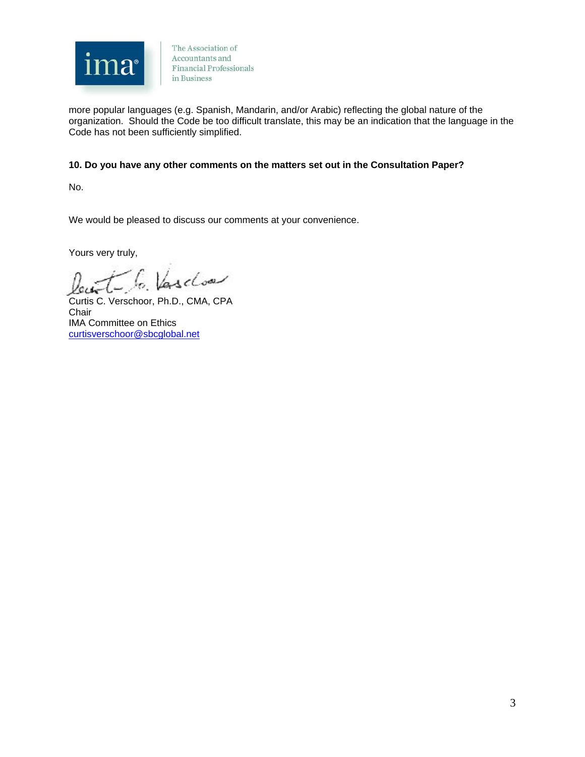more popular languages (e.g. Spanish, Mandarin, and/or Arabic) reflecting the global nature of the organization. Should the Code be too difficult translate, this may be an indication that the language in the Code has not been sufficiently simplified.

**10. Do you have any other comments on the matters set out in the Consultation Paper?**

No.

We would be pleased to discuss our comments at your convenience.

Yours very truly,

Curtis C. Verschoor, Ph.D., CMA, CPA
Chair
IMA Committee on Ethics
curtisverschoor@sbcglobal.net